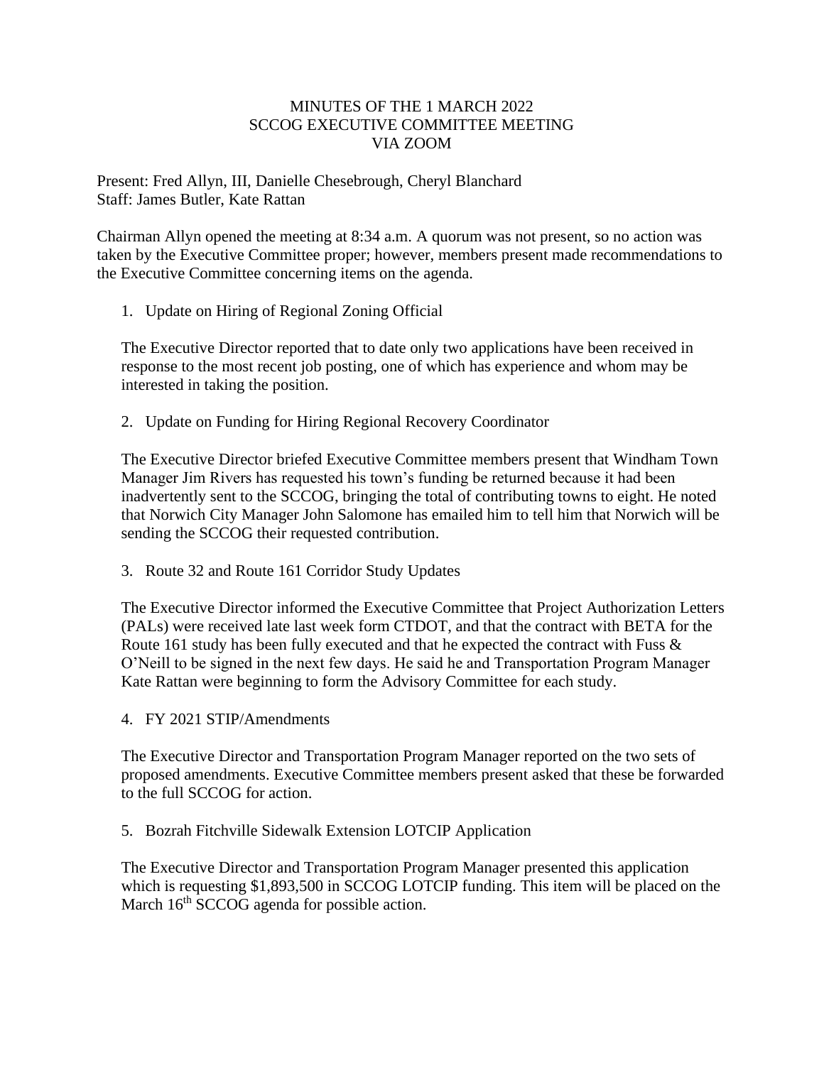# MINUTES OF THE 1 MARCH 2022 SCCOG EXECUTIVE COMMITTEE MEETING VIA ZOOM

Present: Fred Allyn, III, Danielle Chesebrough, Cheryl Blanchard
Staff: James Butler, Kate Rattan

Chairman Allyn opened the meeting at 8:34 a.m. A quorum was not present, so no action was taken by the Executive Committee proper; however, members present made recommendations to the Executive Committee concerning items on the agenda.

1. Update on Hiring of Regional Zoning Official

   The Executive Director reported that to date only two applications have been received in response to the most recent job posting, one of which has experience and whom may be interested in taking the position.

2. Update on Funding for Hiring Regional Recovery Coordinator

   The Executive Director briefed Executive Committee members present that Windham Town Manager Jim Rivers has requested his town's funding be returned because it had been inadvertently sent to the SCCOG, bringing the total of contributing towns to eight. He noted that Norwich City Manager John Salomone has emailed him to tell him that Norwich will be sending the SCCOG their requested contribution.

3. Route 32 and Route 161 Corridor Study Updates

   The Executive Director informed the Executive Committee that Project Authorization Letters (PALs) were received late last week form CTDOT, and that the contract with BETA for the Route 161 study has been fully executed and that he expected the contract with Fuss & O'Neill to be signed in the next few days. He said he and Transportation Program Manager Kate Rattan were beginning to form the Advisory Committee for each study.

4. FY 2021 STIP/Amendments

   The Executive Director and Transportation Program Manager reported on the two sets of proposed amendments. Executive Committee members present asked that these be forwarded to the full SCCOG for action.

5. Bozrah Fitchville Sidewalk Extension LOTCIP Application

   The Executive Director and Transportation Program Manager presented this application which is requesting $1,893,500 in SCCOG LOTCIP funding. This item will be placed on the March 16th SCCOG agenda for possible action.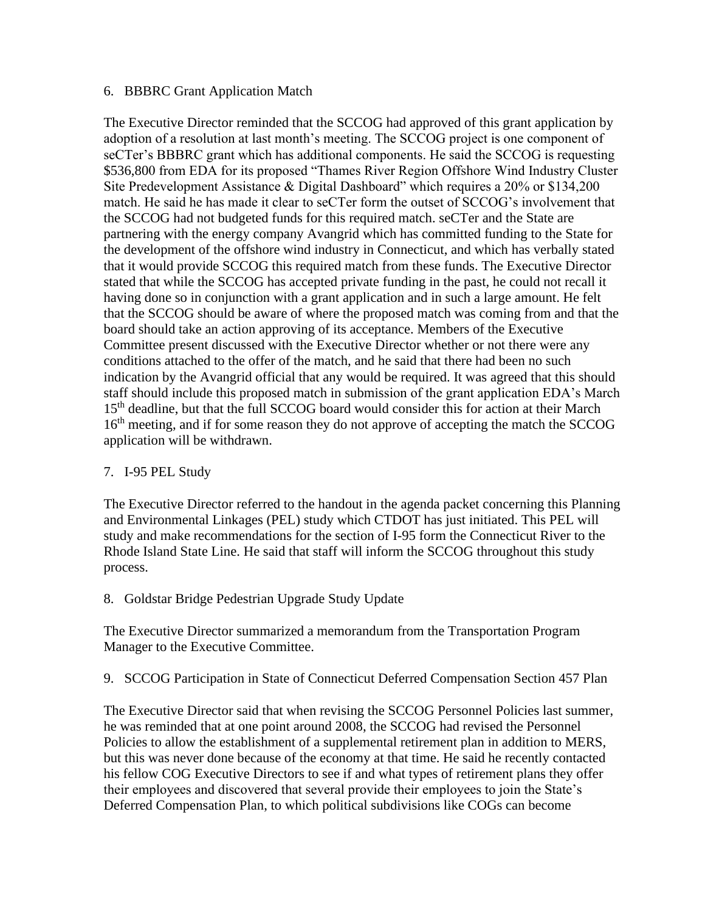6. BBBRC Grant Application Match

The Executive Director reminded that the SCCOG had approved of this grant application by adoption of a resolution at last month's meeting. The SCCOG project is one component of seCTer's BBBRC grant which has additional components. He said the SCCOG is requesting $536,800 from EDA for its proposed "Thames River Region Offshore Wind Industry Cluster Site Predevelopment Assistance & Digital Dashboard" which requires a 20% or $134,200 match. He said he has made it clear to seCTer form the outset of SCCOG's involvement that the SCCOG had not budgeted funds for this required match. seCTer and the State are partnering with the energy company Avangrid which has committed funding to the State for the development of the offshore wind industry in Connecticut, and which has verbally stated that it would provide SCCOG this required match from these funds. The Executive Director stated that while the SCCOG has accepted private funding in the past, he could not recall it having done so in conjunction with a grant application and in such a large amount. He felt that the SCCOG should be aware of where the proposed match was coming from and that the board should take an action approving of its acceptance. Members of the Executive Committee present discussed with the Executive Director whether or not there were any conditions attached to the offer of the match, and he said that there had been no such indication by the Avangrid official that any would be required. It was agreed that this should staff should include this proposed match in submission of the grant application EDA's March 15th deadline, but that the full SCCOG board would consider this for action at their March 16th meeting, and if for some reason they do not approve of accepting the match the SCCOG application will be withdrawn.

7. I-95 PEL Study

The Executive Director referred to the handout in the agenda packet concerning this Planning and Environmental Linkages (PEL) study which CTDOT has just initiated. This PEL will study and make recommendations for the section of I-95 form the Connecticut River to the Rhode Island State Line. He said that staff will inform the SCCOG throughout this study process.

8. Goldstar Bridge Pedestrian Upgrade Study Update

The Executive Director summarized a memorandum from the Transportation Program Manager to the Executive Committee.

9. SCCOG Participation in State of Connecticut Deferred Compensation Section 457 Plan

The Executive Director said that when revising the SCCOG Personnel Policies last summer, he was reminded that at one point around 2008, the SCCOG had revised the Personnel Policies to allow the establishment of a supplemental retirement plan in addition to MERS, but this was never done because of the economy at that time. He said he recently contacted his fellow COG Executive Directors to see if and what types of retirement plans they offer their employees and discovered that several provide their employees to join the State's Deferred Compensation Plan, to which political subdivisions like COGs can become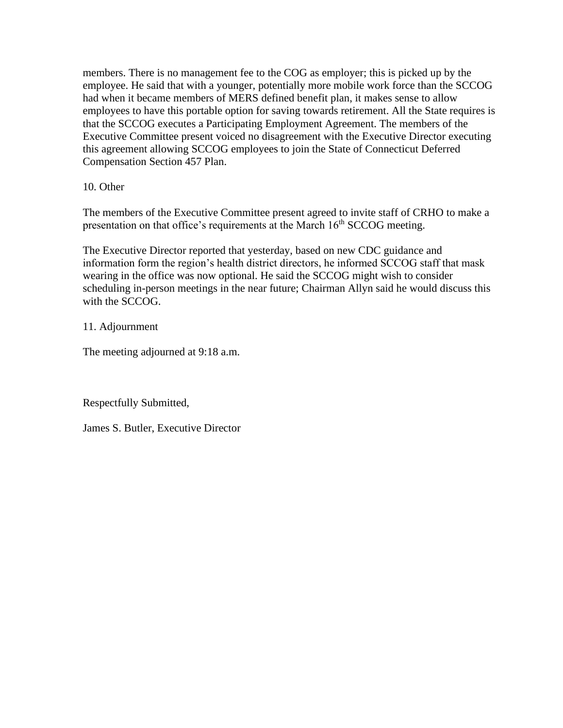members. There is no management fee to the COG as employer; this is picked up by the employee. He said that with a younger, potentially more mobile work force than the SCCOG had when it became members of MERS defined benefit plan, it makes sense to allow employees to have this portable option for saving towards retirement. All the State requires is that the SCCOG executes a Participating Employment Agreement. The members of the Executive Committee present voiced no disagreement with the Executive Director executing this agreement allowing SCCOG employees to join the State of Connecticut Deferred Compensation Section 457 Plan.

10. Other

The members of the Executive Committee present agreed to invite staff of CRHO to make a presentation on that office's requirements at the March 16th SCCOG meeting.

The Executive Director reported that yesterday, based on new CDC guidance and information form the region's health district directors, he informed SCCOG staff that mask wearing in the office was now optional. He said the SCCOG might wish to consider scheduling in-person meetings in the near future; Chairman Allyn said he would discuss this with the SCCOG.

11. Adjournment

The meeting adjourned at 9:18 a.m.

Respectfully Submitted,

James S. Butler, Executive Director